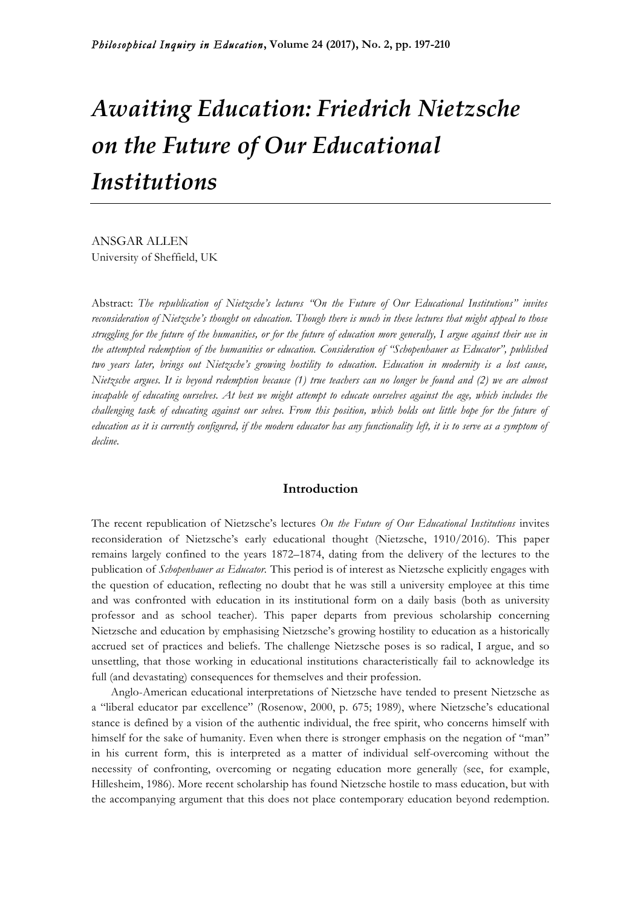# *Awaiting Education: Friedrich Nietzsche on the Future of Our Educational Institutions*

ANSGAR ALLEN
University of Sheffield, UK

Abstract: *The republication of Nietzsche's lectures "On the Future of Our Educational Institutions" invites reconsideration of Nietzsche's thought on education. Though there is much in these lectures that might appeal to those struggling for the future of the humanities, or for the future of education more generally, I argue against their use in the attempted redemption of the humanities or education. Consideration of "Schopenhauer as Educator", published two years later, brings out Nietzsche's growing hostility to education. Education in modernity is a lost cause, Nietzsche argues. It is beyond redemption because (1) true teachers can no longer be found and (2) we are almost incapable of educating ourselves. At best we might attempt to educate ourselves against the age, which includes the challenging task of educating against our selves. From this position, which holds out little hope for the future of education as it is currently configured, if the modern educator has any functionality left, it is to serve as a symptom of decline.*

## Introduction

The recent republication of Nietzsche's lectures *On the Future of Our Educational Institutions* invites reconsideration of Nietzsche's early educational thought (Nietzsche, 1910/2016). This paper remains largely confined to the years 1872–1874, dating from the delivery of the lectures to the publication of *Schopenhauer as Educator.* This period is of interest as Nietzsche explicitly engages with the question of education, reflecting no doubt that he was still a university employee at this time and was confronted with education in its institutional form on a daily basis (both as university professor and as school teacher). This paper departs from previous scholarship concerning Nietzsche and education by emphasising Nietzsche's growing hostility to education as a historically accrued set of practices and beliefs. The challenge Nietzsche poses is so radical, I argue, and so unsettling, that those working in educational institutions characteristically fail to acknowledge its full (and devastating) consequences for themselves and their profession.

Anglo-American educational interpretations of Nietzsche have tended to present Nietzsche as a "liberal educator par excellence" (Rosenow, 2000, p. 675; 1989), where Nietzsche's educational stance is defined by a vision of the authentic individual, the free spirit, who concerns himself with himself for the sake of humanity. Even when there is stronger emphasis on the negation of "man" in his current form, this is interpreted as a matter of individual self-overcoming without the necessity of confronting, overcoming or negating education more generally (see, for example, Hillesheim, 1986). More recent scholarship has found Nietzsche hostile to mass education, but with the accompanying argument that this does not place contemporary education beyond redemption.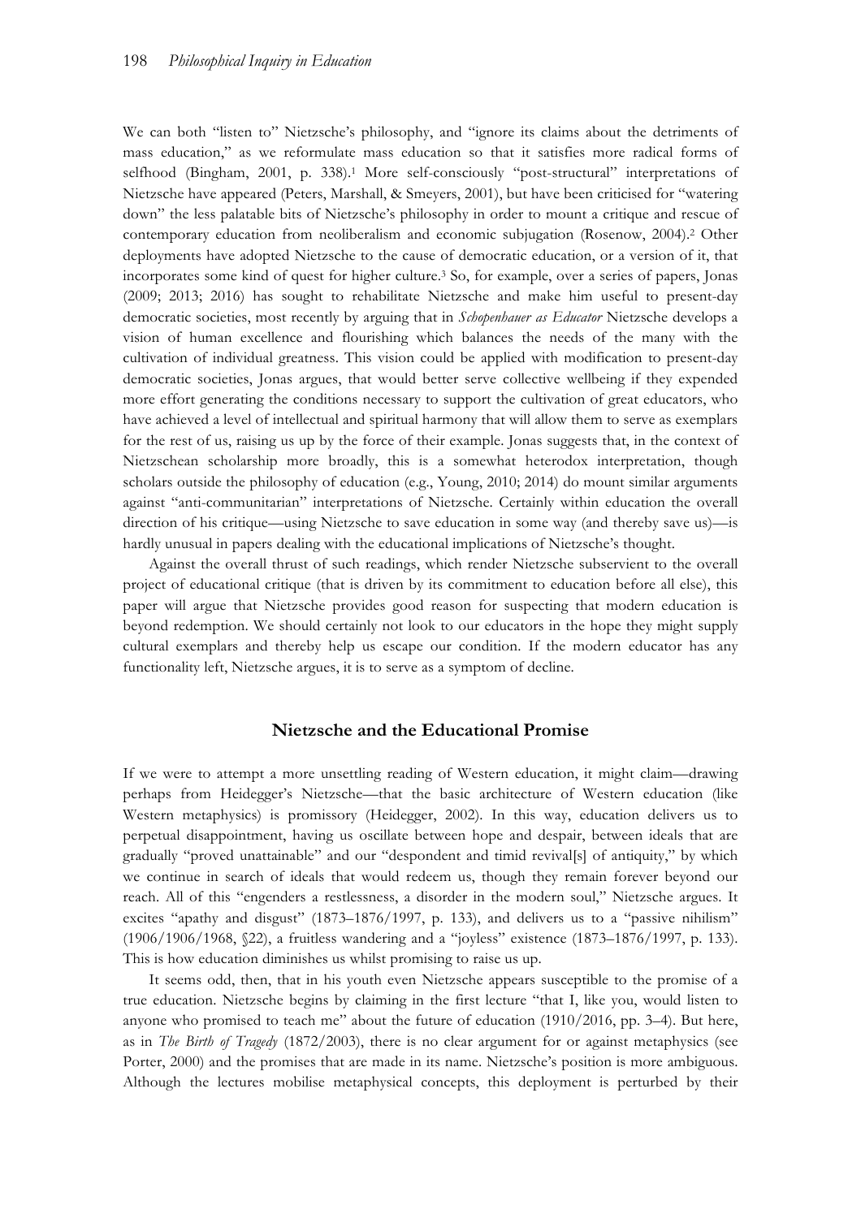We can both "listen to" Nietzsche's philosophy, and "ignore its claims about the detriments of mass education," as we reformulate mass education so that it satisfies more radical forms of selfhood (Bingham, 2001, p. 338).[1] More self-consciously "post-structural" interpretations of Nietzsche have appeared (Peters, Marshall, & Smeyers, 2001), but have been criticised for "watering down" the less palatable bits of Nietzsche's philosophy in order to mount a critique and rescue of contemporary education from neoliberalism and economic subjugation (Rosenow, 2004).[2] Other deployments have adopted Nietzsche to the cause of democratic education, or a version of it, that incorporates some kind of quest for higher culture.[3] So, for example, over a series of papers, Jonas (2009; 2013; 2016) has sought to rehabilitate Nietzsche and make him useful to present-day democratic societies, most recently by arguing that in *Schopenhauer as Educator* Nietzsche develops a vision of human excellence and flourishing which balances the needs of the many with the cultivation of individual greatness. This vision could be applied with modification to present-day democratic societies, Jonas argues, that would better serve collective wellbeing if they expended more effort generating the conditions necessary to support the cultivation of great educators, who have achieved a level of intellectual and spiritual harmony that will allow them to serve as exemplars for the rest of us, raising us up by the force of their example. Jonas suggests that, in the context of Nietzschean scholarship more broadly, this is a somewhat heterodox interpretation, though scholars outside the philosophy of education (e.g., Young, 2010; 2014) do mount similar arguments against "anti-communitarian" interpretations of Nietzsche. Certainly within education the overall direction of his critique—using Nietzsche to save education in some way (and thereby save us)—is hardly unusual in papers dealing with the educational implications of Nietzsche's thought.

Against the overall thrust of such readings, which render Nietzsche subservient to the overall project of educational critique (that is driven by its commitment to education before all else), this paper will argue that Nietzsche provides good reason for suspecting that modern education is beyond redemption. We should certainly not look to our educators in the hope they might supply cultural exemplars and thereby help us escape our condition. If the modern educator has any functionality left, Nietzsche argues, it is to serve as a symptom of decline.

## Nietzsche and the Educational Promise

If we were to attempt a more unsettling reading of Western education, it might claim—drawing perhaps from Heidegger's Nietzsche—that the basic architecture of Western education (like Western metaphysics) is promissory (Heidegger, 2002). In this way, education delivers us to perpetual disappointment, having us oscillate between hope and despair, between ideals that are gradually "proved unattainable" and our "despondent and timid revival[s] of antiquity," by which we continue in search of ideals that would redeem us, though they remain forever beyond our reach. All of this "engenders a restlessness, a disorder in the modern soul," Nietzsche argues. It excites "apathy and disgust" (1873–1876/1997, p. 133), and delivers us to a "passive nihilism" (1906/1906/1968, §22), a fruitless wandering and a "joyless" existence (1873–1876/1997, p. 133). This is how education diminishes us whilst promising to raise us up.

It seems odd, then, that in his youth even Nietzsche appears susceptible to the promise of a true education. Nietzsche begins by claiming in the first lecture "that I, like you, would listen to anyone who promised to teach me" about the future of education (1910/2016, pp. 3–4). But here, as in *The Birth of Tragedy* (1872/2003), there is no clear argument for or against metaphysics (see Porter, 2000) and the promises that are made in its name. Nietzsche's position is more ambiguous. Although the lectures mobilise metaphysical concepts, this deployment is perturbed by their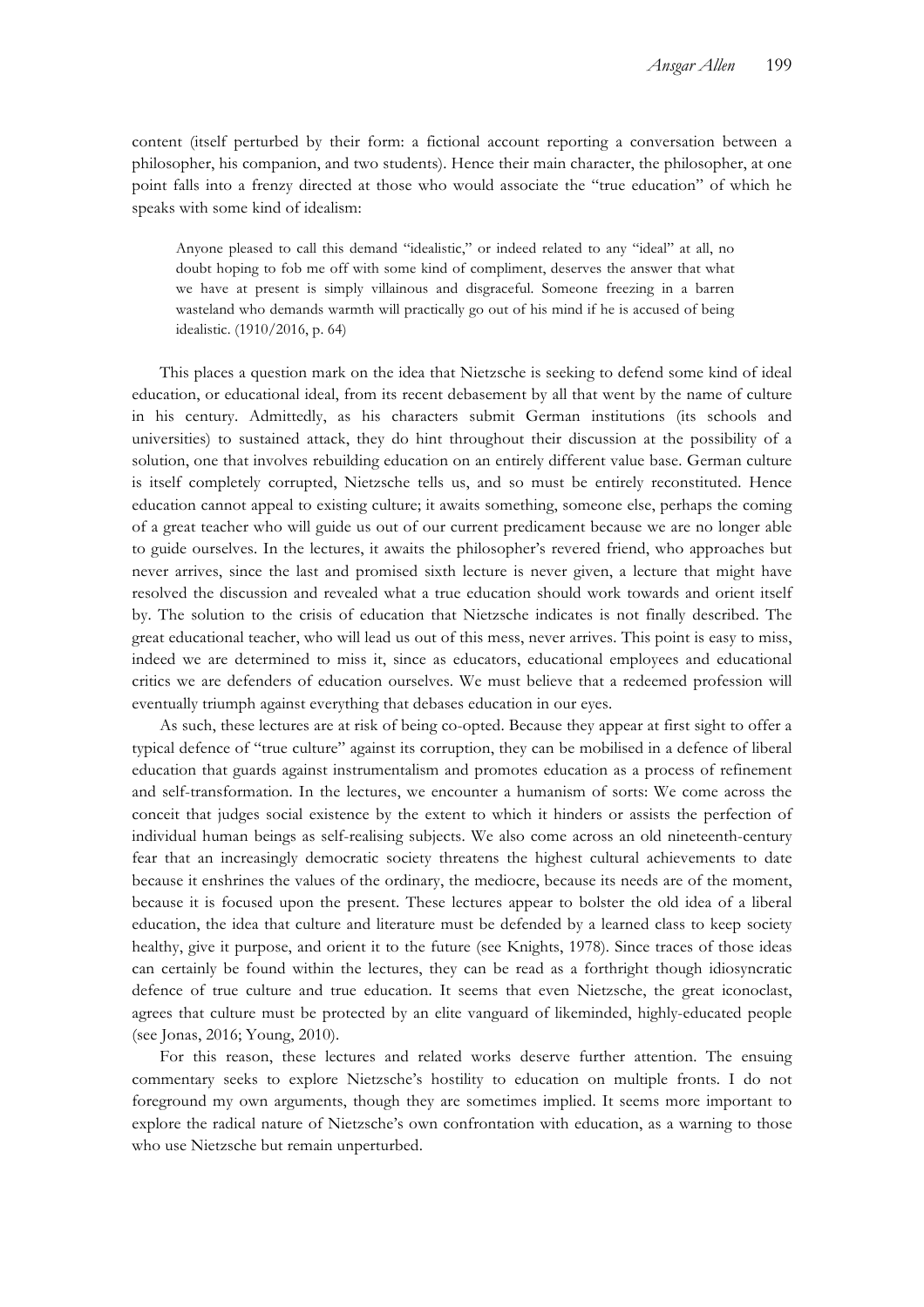content (itself perturbed by their form: a fictional account reporting a conversation between a philosopher, his companion, and two students). Hence their main character, the philosopher, at one point falls into a frenzy directed at those who would associate the "true education" of which he speaks with some kind of idealism:

> Anyone pleased to call this demand "idealistic," or indeed related to any "ideal" at all, no doubt hoping to fob me off with some kind of compliment, deserves the answer that what we have at present is simply villainous and disgraceful. Someone freezing in a barren wasteland who demands warmth will practically go out of his mind if he is accused of being idealistic. (1910/2016, p. 64)

This places a question mark on the idea that Nietzsche is seeking to defend some kind of ideal education, or educational ideal, from its recent debasement by all that went by the name of culture in his century. Admittedly, as his characters submit German institutions (its schools and universities) to sustained attack, they do hint throughout their discussion at the possibility of a solution, one that involves rebuilding education on an entirely different value base. German culture is itself completely corrupted, Nietzsche tells us, and so must be entirely reconstituted. Hence education cannot appeal to existing culture; it awaits something, someone else, perhaps the coming of a great teacher who will guide us out of our current predicament because we are no longer able to guide ourselves. In the lectures, it awaits the philosopher's revered friend, who approaches but never arrives, since the last and promised sixth lecture is never given, a lecture that might have resolved the discussion and revealed what a true education should work towards and orient itself by. The solution to the crisis of education that Nietzsche indicates is not finally described. The great educational teacher, who will lead us out of this mess, never arrives. This point is easy to miss, indeed we are determined to miss it, since as educators, educational employees and educational critics we are defenders of education ourselves. We must believe that a redeemed profession will eventually triumph against everything that debases education in our eyes.

As such, these lectures are at risk of being co-opted. Because they appear at first sight to offer a typical defence of "true culture" against its corruption, they can be mobilised in a defence of liberal education that guards against instrumentalism and promotes education as a process of refinement and self-transformation. In the lectures, we encounter a humanism of sorts: We come across the conceit that judges social existence by the extent to which it hinders or assists the perfection of individual human beings as self-realising subjects. We also come across an old nineteenth-century fear that an increasingly democratic society threatens the highest cultural achievements to date because it enshrines the values of the ordinary, the mediocre, because its needs are of the moment, because it is focused upon the present. These lectures appear to bolster the old idea of a liberal education, the idea that culture and literature must be defended by a learned class to keep society healthy, give it purpose, and orient it to the future (see Knights, 1978). Since traces of those ideas can certainly be found within the lectures, they can be read as a forthright though idiosyncratic defence of true culture and true education. It seems that even Nietzsche, the great iconoclast, agrees that culture must be protected by an elite vanguard of likeminded, highly-educated people (see Jonas, 2016; Young, 2010).

For this reason, these lectures and related works deserve further attention. The ensuing commentary seeks to explore Nietzsche's hostility to education on multiple fronts. I do not foreground my own arguments, though they are sometimes implied. It seems more important to explore the radical nature of Nietzsche's own confrontation with education, as a warning to those who use Nietzsche but remain unperturbed.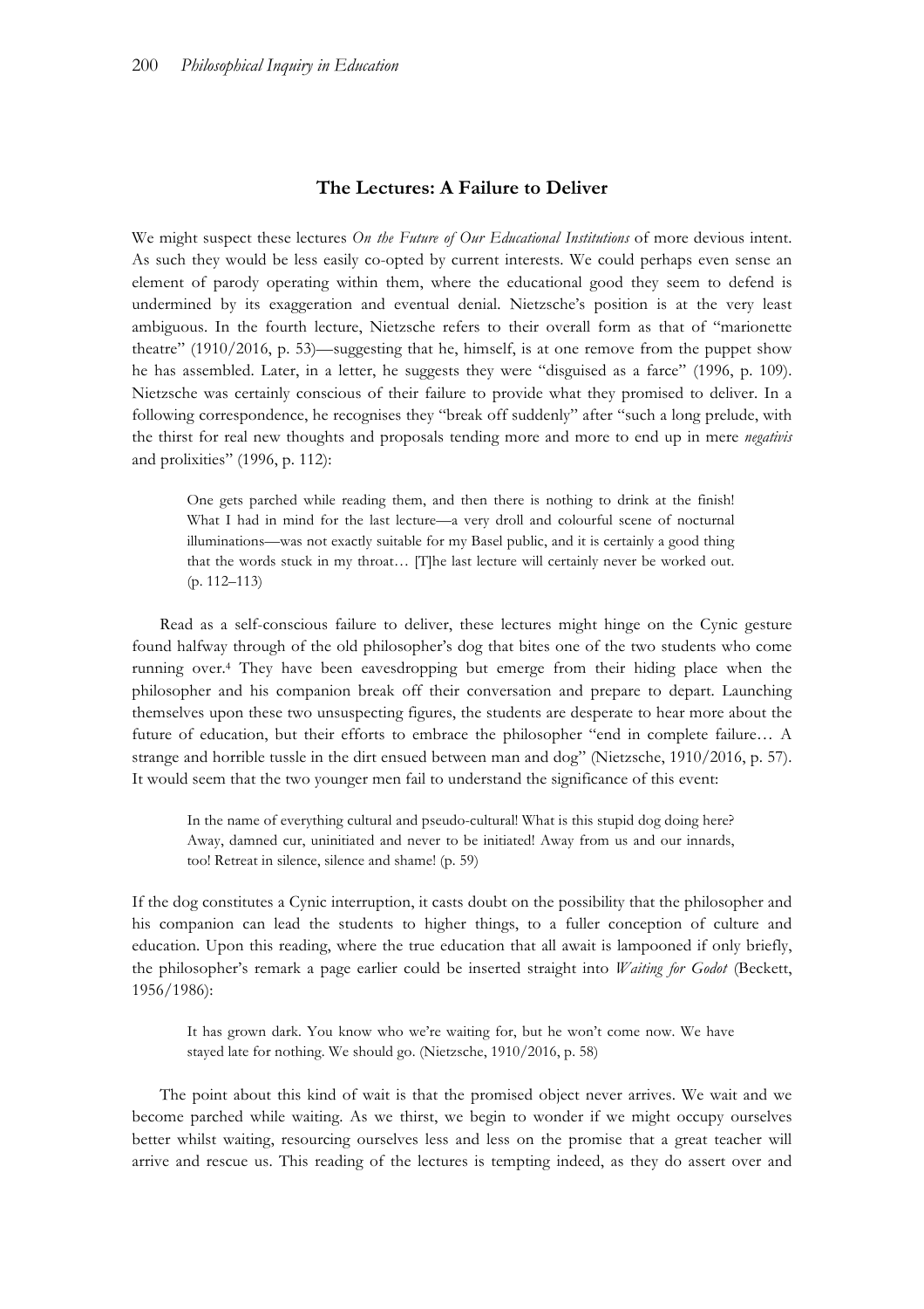## The Lectures: A Failure to Deliver

We might suspect these lectures *On the Future of Our Educational Institutions* of more devious intent. As such they would be less easily co-opted by current interests. We could perhaps even sense an element of parody operating within them, where the educational good they seem to defend is undermined by its exaggeration and eventual denial. Nietzsche's position is at the very least ambiguous. In the fourth lecture, Nietzsche refers to their overall form as that of "marionette theatre" (1910/2016, p. 53)—suggesting that he, himself, is at one remove from the puppet show he has assembled. Later, in a letter, he suggests they were "disguised as a farce" (1996, p. 109). Nietzsche was certainly conscious of their failure to provide what they promised to deliver. In a following correspondence, he recognises they "break off suddenly" after "such a long prelude, with the thirst for real new thoughts and proposals tending more and more to end up in mere *negativis* and prolixities" (1996, p. 112):

> One gets parched while reading them, and then there is nothing to drink at the finish! What I had in mind for the last lecture—a very droll and colourful scene of nocturnal illuminations—was not exactly suitable for my Basel public, and it is certainly a good thing that the words stuck in my throat… [T]he last lecture will certainly never be worked out. (p. 112–113)

Read as a self-conscious failure to deliver, these lectures might hinge on the Cynic gesture found halfway through of the old philosopher's dog that bites one of the two students who come running over.[4] They have been eavesdropping but emerge from their hiding place when the philosopher and his companion break off their conversation and prepare to depart. Launching themselves upon these two unsuspecting figures, the students are desperate to hear more about the future of education, but their efforts to embrace the philosopher "end in complete failure… A strange and horrible tussle in the dirt ensued between man and dog" (Nietzsche, 1910/2016, p. 57). It would seem that the two younger men fail to understand the significance of this event:

> In the name of everything cultural and pseudo-cultural! What is this stupid dog doing here? Away, damned cur, uninitiated and never to be initiated! Away from us and our innards, too! Retreat in silence, silence and shame! (p. 59)

If the dog constitutes a Cynic interruption, it casts doubt on the possibility that the philosopher and his companion can lead the students to higher things, to a fuller conception of culture and education. Upon this reading, where the true education that all await is lampooned if only briefly, the philosopher's remark a page earlier could be inserted straight into *Waiting for Godot* (Beckett, 1956/1986):

> It has grown dark. You know who we're waiting for, but he won't come now. We have stayed late for nothing. We should go. (Nietzsche, 1910/2016, p. 58)

The point about this kind of wait is that the promised object never arrives. We wait and we become parched while waiting. As we thirst, we begin to wonder if we might occupy ourselves better whilst waiting, resourcing ourselves less and less on the promise that a great teacher will arrive and rescue us. This reading of the lectures is tempting indeed, as they do assert over and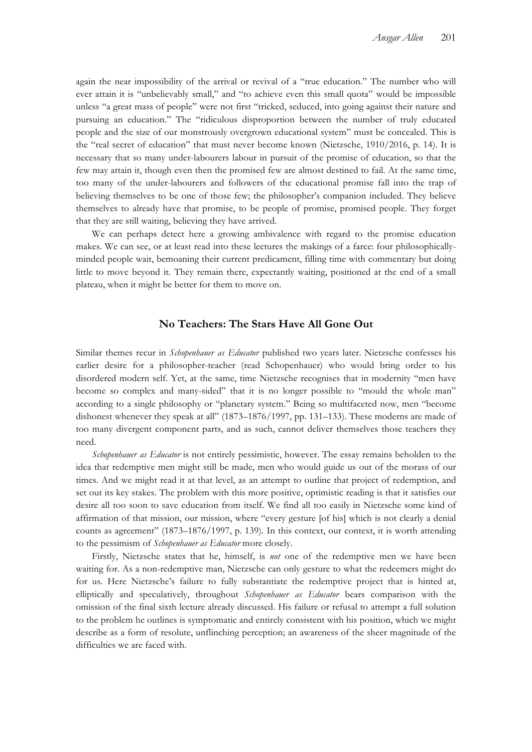again the near impossibility of the arrival or revival of a "true education." The number who will ever attain it is "unbelievably small," and "to achieve even this small quota" would be impossible unless "a great mass of people" were not first "tricked, seduced, into going against their nature and pursuing an education." The "ridiculous disproportion between the number of truly educated people and the size of our monstrously overgrown educational system" must be concealed. This is the "real secret of education" that must never become known (Nietzsche, 1910/2016, p. 14). It is necessary that so many under-labourers labour in pursuit of the promise of education, so that the few may attain it, though even then the promised few are almost destined to fail. At the same time, too many of the under-labourers and followers of the educational promise fall into the trap of believing themselves to be one of those few; the philosopher's companion included. They believe themselves to already have that promise, to be people of promise, promised people. They forget that they are still waiting, believing they have arrived.

We can perhaps detect here a growing ambivalence with regard to the promise education makes. We can see, or at least read into these lectures the makings of a farce: four philosophically-minded people wait, bemoaning their current predicament, filling time with commentary but doing little to move beyond it. They remain there, expectantly waiting, positioned at the end of a small plateau, when it might be better for them to move on.

## No Teachers: The Stars Have All Gone Out

Similar themes recur in *Schopenhauer as Educator* published two years later. Nietzsche confesses his earlier desire for a philosopher-teacher (read Schopenhauer) who would bring order to his disordered modern self. Yet, at the same, time Nietzsche recognises that in modernity "men have become so complex and many-sided" that it is no longer possible to "mould the whole man" according to a single philosophy or "planetary system." Being so multifaceted now, men "become dishonest whenever they speak at all" (1873–1876/1997, pp. 131–133). These moderns are made of too many divergent component parts, and as such, cannot deliver themselves those teachers they need.

*Schopenhauer as Educator* is not entirely pessimistic, however. The essay remains beholden to the idea that redemptive men might still be made, men who would guide us out of the morass of our times. And we might read it at that level, as an attempt to outline that project of redemption, and set out its key stakes. The problem with this more positive, optimistic reading is that it satisfies our desire all too soon to save education from itself. We find all too easily in Nietzsche some kind of affirmation of that mission, our mission, where "every gesture [of his] which is not clearly a denial counts as agreement" (1873–1876/1997, p. 139). In this context, our context, it is worth attending to the pessimism of *Schopenhauer as Educator* more closely.

Firstly, Nietzsche states that he, himself, is *not* one of the redemptive men we have been waiting for. As a non-redemptive man, Nietzsche can only gesture to what the redeemers might do for us. Here Nietzsche's failure to fully substantiate the redemptive project that is hinted at, elliptically and speculatively, throughout *Schopenhauer as Educator* bears comparison with the omission of the final sixth lecture already discussed. His failure or refusal to attempt a full solution to the problem he outlines is symptomatic and entirely consistent with his position, which we might describe as a form of resolute, unflinching perception; an awareness of the sheer magnitude of the difficulties we are faced with.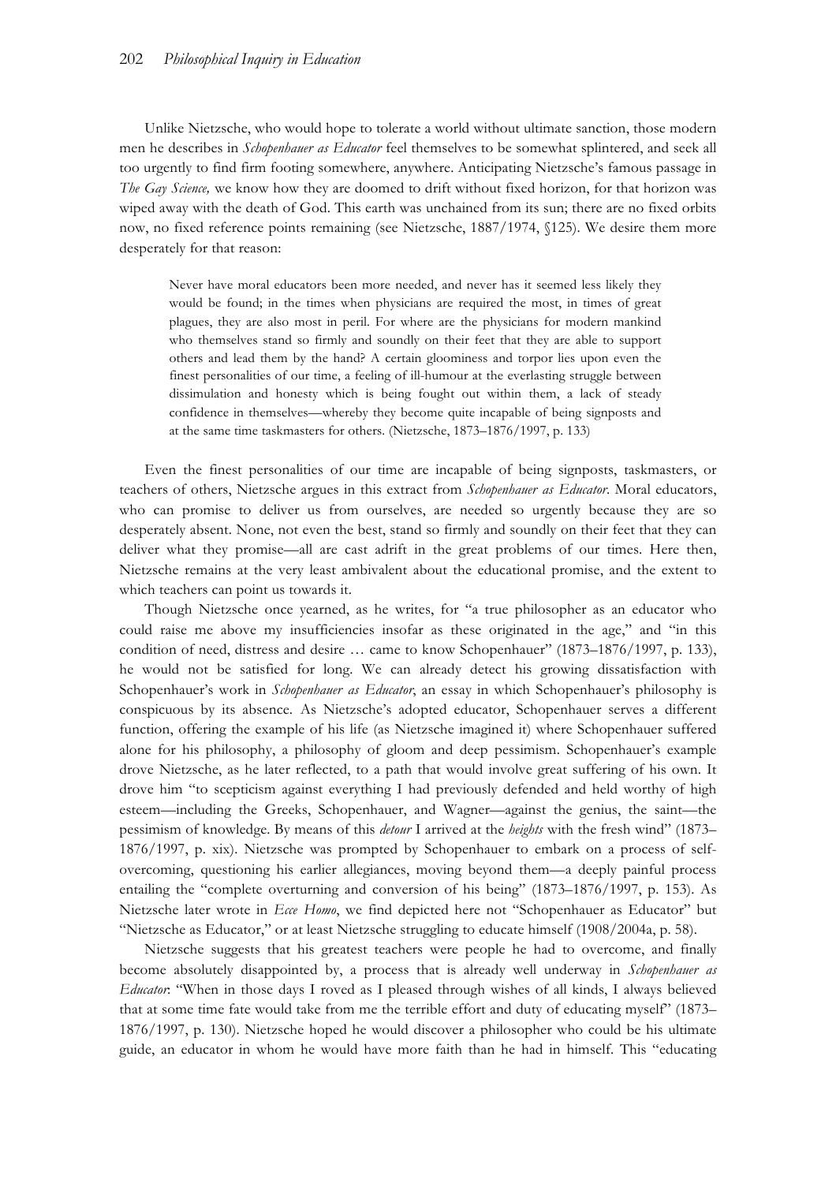Unlike Nietzsche, who would hope to tolerate a world without ultimate sanction, those modern men he describes in *Schopenhauer as Educator* feel themselves to be somewhat splintered, and seek all too urgently to find firm footing somewhere, anywhere. Anticipating Nietzsche's famous passage in *The Gay Science,* we know how they are doomed to drift without fixed horizon, for that horizon was wiped away with the death of God. This earth was unchained from its sun; there are no fixed orbits now, no fixed reference points remaining (see Nietzsche, 1887/1974, §125). We desire them more desperately for that reason:

> Never have moral educators been more needed, and never has it seemed less likely they would be found; in the times when physicians are required the most, in times of great plagues, they are also most in peril. For where are the physicians for modern mankind who themselves stand so firmly and soundly on their feet that they are able to support others and lead them by the hand? A certain gloominess and torpor lies upon even the finest personalities of our time, a feeling of ill-humour at the everlasting struggle between dissimulation and honesty which is being fought out within them, a lack of steady confidence in themselves—whereby they become quite incapable of being signposts and at the same time taskmasters for others. (Nietzsche, 1873–1876/1997, p. 133)

Even the finest personalities of our time are incapable of being signposts, taskmasters, or teachers of others, Nietzsche argues in this extract from *Schopenhauer as Educator*. Moral educators, who can promise to deliver us from ourselves, are needed so urgently because they are so desperately absent. None, not even the best, stand so firmly and soundly on their feet that they can deliver what they promise—all are cast adrift in the great problems of our times. Here then, Nietzsche remains at the very least ambivalent about the educational promise, and the extent to which teachers can point us towards it.

Though Nietzsche once yearned, as he writes, for "a true philosopher as an educator who could raise me above my insufficiencies insofar as these originated in the age," and "in this condition of need, distress and desire … came to know Schopenhauer" (1873–1876/1997, p. 133), he would not be satisfied for long. We can already detect his growing dissatisfaction with Schopenhauer's work in *Schopenhauer as Educator*, an essay in which Schopenhauer's philosophy is conspicuous by its absence. As Nietzsche's adopted educator, Schopenhauer serves a different function, offering the example of his life (as Nietzsche imagined it) where Schopenhauer suffered alone for his philosophy, a philosophy of gloom and deep pessimism. Schopenhauer's example drove Nietzsche, as he later reflected, to a path that would involve great suffering of his own. It drove him "to scepticism against everything I had previously defended and held worthy of high esteem—including the Greeks, Schopenhauer, and Wagner—against the genius, the saint—the pessimism of knowledge. By means of this *detour* I arrived at the *heights* with the fresh wind" (1873–1876/1997, p. xix). Nietzsche was prompted by Schopenhauer to embark on a process of self-overcoming, questioning his earlier allegiances, moving beyond them—a deeply painful process entailing the "complete overturning and conversion of his being" (1873–1876/1997, p. 153). As Nietzsche later wrote in *Ecce Homo*, we find depicted here not "Schopenhauer as Educator" but "Nietzsche as Educator," or at least Nietzsche struggling to educate himself (1908/2004a, p. 58).

Nietzsche suggests that his greatest teachers were people he had to overcome, and finally become absolutely disappointed by, a process that is already well underway in *Schopenhauer as Educator*: "When in those days I roved as I pleased through wishes of all kinds, I always believed that at some time fate would take from me the terrible effort and duty of educating myself" (1873–1876/1997, p. 130). Nietzsche hoped he would discover a philosopher who could be his ultimate guide, an educator in whom he would have more faith than he had in himself. This "educating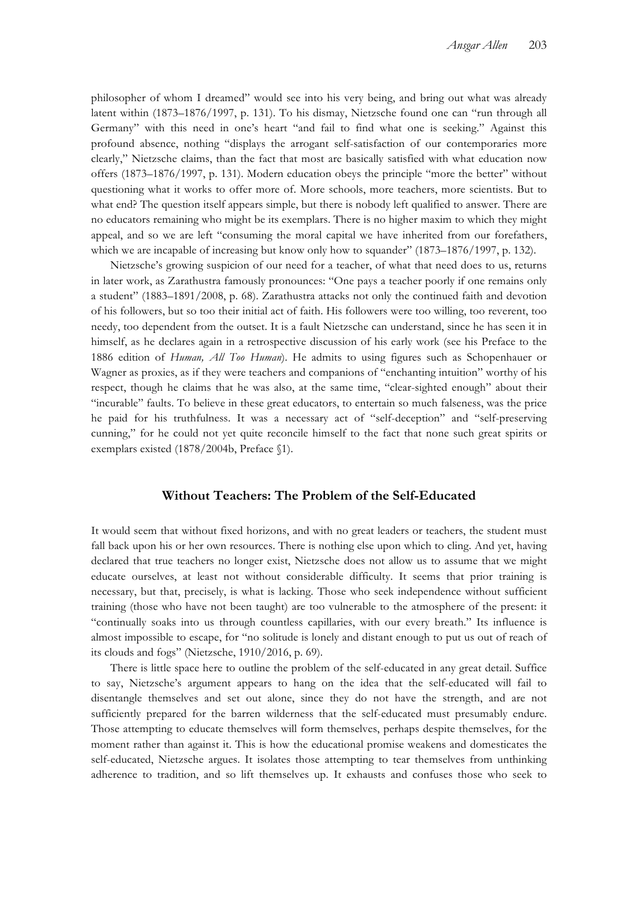philosopher of whom I dreamed" would see into his very being, and bring out what was already latent within (1873–1876/1997, p. 131). To his dismay, Nietzsche found one can "run through all Germany" with this need in one's heart "and fail to find what one is seeking." Against this profound absence, nothing "displays the arrogant self-satisfaction of our contemporaries more clearly," Nietzsche claims, than the fact that most are basically satisfied with what education now offers (1873–1876/1997, p. 131). Modern education obeys the principle "more the better" without questioning what it works to offer more of. More schools, more teachers, more scientists. But to what end? The question itself appears simple, but there is nobody left qualified to answer. There are no educators remaining who might be its exemplars. There is no higher maxim to which they might appeal, and so we are left "consuming the moral capital we have inherited from our forefathers, which we are incapable of increasing but know only how to squander" (1873–1876/1997, p. 132).

Nietzsche's growing suspicion of our need for a teacher, of what that need does to us, returns in later work, as Zarathustra famously pronounces: "One pays a teacher poorly if one remains only a student" (1883–1891/2008, p. 68). Zarathustra attacks not only the continued faith and devotion of his followers, but so too their initial act of faith. His followers were too willing, too reverent, too needy, too dependent from the outset. It is a fault Nietzsche can understand, since he has seen it in himself, as he declares again in a retrospective discussion of his early work (see his Preface to the 1886 edition of *Human, All Too Human*). He admits to using figures such as Schopenhauer or Wagner as proxies, as if they were teachers and companions of "enchanting intuition" worthy of his respect, though he claims that he was also, at the same time, "clear-sighted enough" about their "incurable" faults. To believe in these great educators, to entertain so much falseness, was the price he paid for his truthfulness. It was a necessary act of "self-deception" and "self-preserving cunning," for he could not yet quite reconcile himself to the fact that none such great spirits or exemplars existed (1878/2004b, Preface §1).

## Without Teachers: The Problem of the Self-Educated

It would seem that without fixed horizons, and with no great leaders or teachers, the student must fall back upon his or her own resources. There is nothing else upon which to cling. And yet, having declared that true teachers no longer exist, Nietzsche does not allow us to assume that we might educate ourselves, at least not without considerable difficulty. It seems that prior training is necessary, but that, precisely, is what is lacking. Those who seek independence without sufficient training (those who have not been taught) are too vulnerable to the atmosphere of the present: it "continually soaks into us through countless capillaries, with our every breath." Its influence is almost impossible to escape, for "no solitude is lonely and distant enough to put us out of reach of its clouds and fogs" (Nietzsche, 1910/2016, p. 69).

There is little space here to outline the problem of the self-educated in any great detail. Suffice to say, Nietzsche's argument appears to hang on the idea that the self-educated will fail to disentangle themselves and set out alone, since they do not have the strength, and are not sufficiently prepared for the barren wilderness that the self-educated must presumably endure. Those attempting to educate themselves will form themselves, perhaps despite themselves, for the moment rather than against it. This is how the educational promise weakens and domesticates the self-educated, Nietzsche argues. It isolates those attempting to tear themselves from unthinking adherence to tradition, and so lift themselves up. It exhausts and confuses those who seek to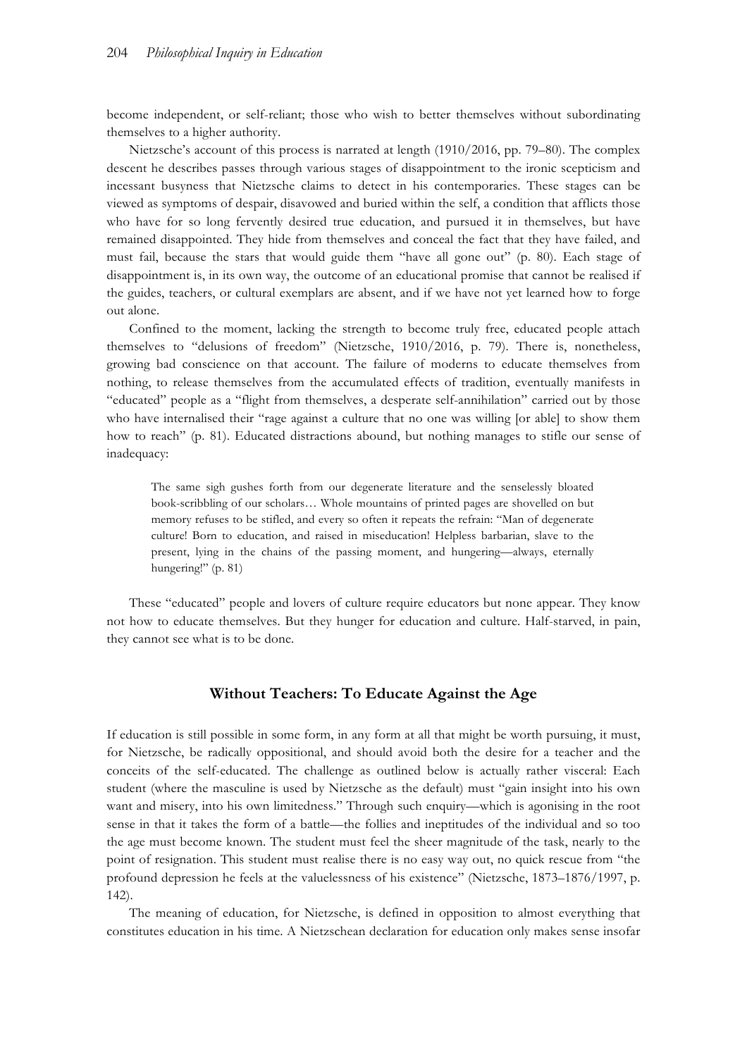become independent, or self-reliant; those who wish to better themselves without subordinating themselves to a higher authority.

Nietzsche's account of this process is narrated at length (1910/2016, pp. 79–80). The complex descent he describes passes through various stages of disappointment to the ironic scepticism and incessant busyness that Nietzsche claims to detect in his contemporaries. These stages can be viewed as symptoms of despair, disavowed and buried within the self, a condition that afflicts those who have for so long fervently desired true education, and pursued it in themselves, but have remained disappointed. They hide from themselves and conceal the fact that they have failed, and must fail, because the stars that would guide them "have all gone out" (p. 80). Each stage of disappointment is, in its own way, the outcome of an educational promise that cannot be realised if the guides, teachers, or cultural exemplars are absent, and if we have not yet learned how to forge out alone.

Confined to the moment, lacking the strength to become truly free, educated people attach themselves to "delusions of freedom" (Nietzsche, 1910/2016, p. 79). There is, nonetheless, growing bad conscience on that account. The failure of moderns to educate themselves from nothing, to release themselves from the accumulated effects of tradition, eventually manifests in "educated" people as a "flight from themselves, a desperate self-annihilation" carried out by those who have internalised their "rage against a culture that no one was willing [or able] to show them how to reach" (p. 81). Educated distractions abound, but nothing manages to stifle our sense of inadequacy:

> The same sigh gushes forth from our degenerate literature and the senselessly bloated book-scribbling of our scholars… Whole mountains of printed pages are shovelled on but memory refuses to be stifled, and every so often it repeats the refrain: "Man of degenerate culture! Born to education, and raised in miseducation! Helpless barbarian, slave to the present, lying in the chains of the passing moment, and hungering—always, eternally hungering!" (p. 81)

These "educated" people and lovers of culture require educators but none appear. They know not how to educate themselves. But they hunger for education and culture. Half-starved, in pain, they cannot see what is to be done.

## Without Teachers: To Educate Against the Age

If education is still possible in some form, in any form at all that might be worth pursuing, it must, for Nietzsche, be radically oppositional, and should avoid both the desire for a teacher and the conceits of the self-educated. The challenge as outlined below is actually rather visceral: Each student (where the masculine is used by Nietzsche as the default) must "gain insight into his own want and misery, into his own limitedness." Through such enquiry—which is agonising in the root sense in that it takes the form of a battle—the follies and ineptitudes of the individual and so too the age must become known. The student must feel the sheer magnitude of the task, nearly to the point of resignation. This student must realise there is no easy way out, no quick rescue from "the profound depression he feels at the valuelessness of his existence" (Nietzsche, 1873–1876/1997, p. 142).

The meaning of education, for Nietzsche, is defined in opposition to almost everything that constitutes education in his time. A Nietzschean declaration for education only makes sense insofar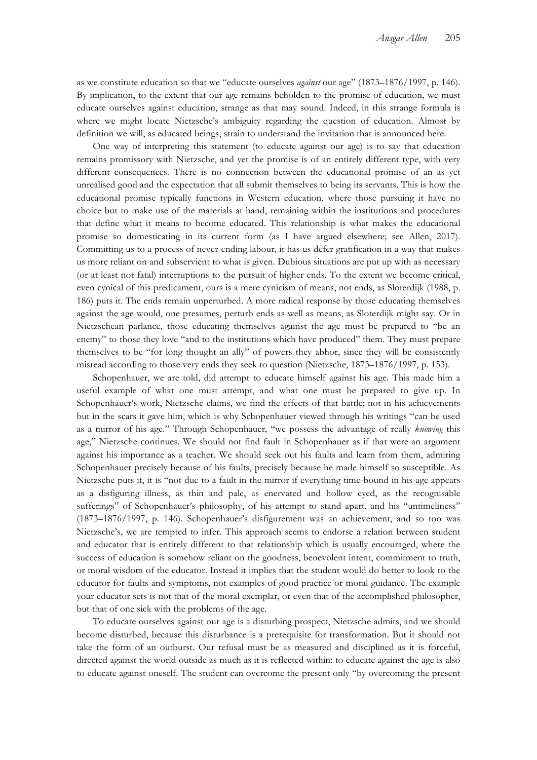as we constitute education so that we "educate ourselves *against* our age" (1873–1876/1997, p. 146). By implication, to the extent that our age remains beholden to the promise of education, we must educate ourselves against education, strange as that may sound. Indeed, in this strange formula is where we might locate Nietzsche's ambiguity regarding the question of education. Almost by definition we will, as educated beings, strain to understand the invitation that is announced here.

One way of interpreting this statement (to educate against our age) is to say that education remains promissory with Nietzsche, and yet the promise is of an entirely different type, with very different consequences. There is no connection between the educational promise of an as yet unrealised good and the expectation that all submit themselves to being its servants. This is how the educational promise typically functions in Western education, where those pursuing it have no choice but to make use of the materials at hand, remaining within the institutions and procedures that define what it means to become educated. This relationship is what makes the educational promise so domesticating in its current form (as I have argued elsewhere; see Allen, 2017). Committing us to a process of never-ending labour, it has us defer gratification in a way that makes us more reliant on and subservient to what is given. Dubious situations are put up with as necessary (or at least not fatal) interruptions to the pursuit of higher ends. To the extent we become critical, even cynical of this predicament, ours is a mere cynicism of means, not ends, as Sloterdijk (1988, p. 186) puts it. The ends remain unperturbed. A more radical response by those educating themselves against the age would, one presumes, perturb ends as well as means, as Sloterdijk might say. Or in Nietzschean parlance, those educating themselves against the age must be prepared to "be an enemy" to those they love "and to the institutions which have produced" them. They must prepare themselves to be "for long thought an ally" of powers they abhor, since they will be consistently misread according to those very ends they seek to question (Nietzsche, 1873–1876/1997, p. 153).

Schopenhauer, we are told, did attempt to educate himself against his age. This made him a useful example of what one must attempt, and what one must be prepared to give up. In Schopenhauer's work, Nietzsche claims, we find the effects of that battle; not in his achievements but in the scars it gave him, which is why Schopenhauer viewed through his writings "can be used as a mirror of his age." Through Schopenhauer, "we possess the advantage of really *knowing* this age," Nietzsche continues. We should not find fault in Schopenhauer as if that were an argument against his importance as a teacher. We should seek out his faults and learn from them, admiring Schopenhauer precisely because of his faults, precisely because he made himself so susceptible. As Nietzsche puts it, it is "not due to a fault in the mirror if everything time-bound in his age appears as a disfiguring illness, as thin and pale, as enervated and hollow eyed, as the recognisable sufferings" of Schopenhauer's philosophy, of his attempt to stand apart, and his "untimeliness" (1873–1876/1997, p. 146). Schopenhauer's disfigurement was an achievement, and so too was Nietzsche's, we are tempted to infer. This approach seems to endorse a relation between student and educator that is entirely different to that relationship which is usually encouraged, where the success of education is somehow reliant on the goodness, benevolent intent, commitment to truth, or moral wisdom of the educator. Instead it implies that the student would do better to look to the educator for faults and symptoms, not examples of good practice or moral guidance. The example your educator sets is not that of the moral exemplar, or even that of the accomplished philosopher, but that of one sick with the problems of the age.

To educate ourselves against our age is a disturbing prospect, Nietzsche admits, and we should become disturbed, because this disturbance is a prerequisite for transformation. But it should not take the form of an outburst. Our refusal must be as measured and disciplined as it is forceful, directed against the world outside as much as it is reflected within: to educate against the age is also to educate against oneself. The student can overcome the present only "by overcoming the present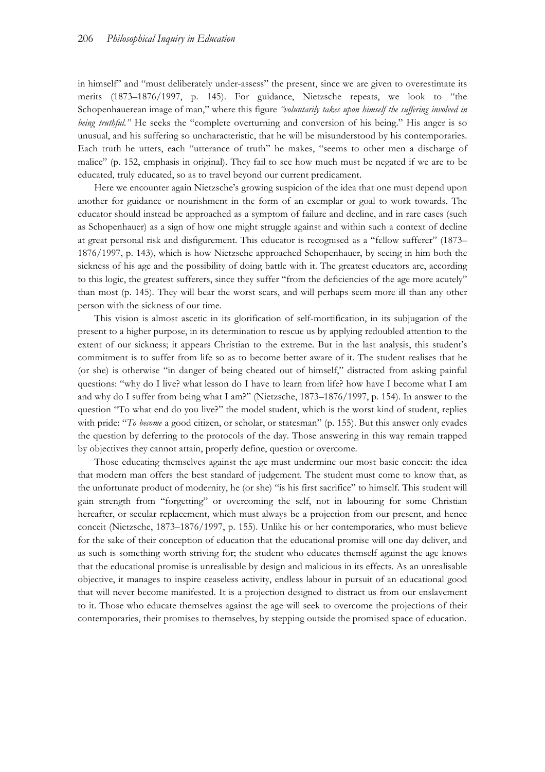in himself" and "must deliberately under-assess" the present, since we are given to overestimate its merits (1873–1876/1997, p. 145). For guidance, Nietzsche repeats, we look to "the Schopenhauerean image of man," where this figure *"voluntarily takes upon himself the suffering involved in being truthful."* He seeks the "complete overturning and conversion of his being." His anger is so unusual, and his suffering so uncharacteristic, that he will be misunderstood by his contemporaries. Each truth he utters, each "utterance of truth" he makes, "seems to other men a discharge of malice" (p. 152, emphasis in original). They fail to see how much must be negated if we are to be educated, truly educated, so as to travel beyond our current predicament.

Here we encounter again Nietzsche's growing suspicion of the idea that one must depend upon another for guidance or nourishment in the form of an exemplar or goal to work towards. The educator should instead be approached as a symptom of failure and decline, and in rare cases (such as Schopenhauer) as a sign of how one might struggle against and within such a context of decline at great personal risk and disfigurement. This educator is recognised as a "fellow sufferer" (1873–1876/1997, p. 143), which is how Nietzsche approached Schopenhauer, by seeing in him both the sickness of his age and the possibility of doing battle with it. The greatest educators are, according to this logic, the greatest sufferers, since they suffer "from the deficiencies of the age more acutely" than most (p. 145). They will bear the worst scars, and will perhaps seem more ill than any other person with the sickness of our time.

This vision is almost ascetic in its glorification of self-mortification, in its subjugation of the present to a higher purpose, in its determination to rescue us by applying redoubled attention to the extent of our sickness; it appears Christian to the extreme. But in the last analysis, this student's commitment is to suffer from life so as to become better aware of it. The student realises that he (or she) is otherwise "in danger of being cheated out of himself," distracted from asking painful questions: "why do I live? what lesson do I have to learn from life? how have I become what I am and why do I suffer from being what I am?" (Nietzsche, 1873–1876/1997, p. 154). In answer to the question "To what end do you live?" the model student, which is the worst kind of student, replies with pride: "*To become* a good citizen, or scholar, or statesman" (p. 155). But this answer only evades the question by deferring to the protocols of the day. Those answering in this way remain trapped by objectives they cannot attain, properly define, question or overcome.

Those educating themselves against the age must undermine our most basic conceit: the idea that modern man offers the best standard of judgement. The student must come to know that, as the unfortunate product of modernity, he (or she) "is his first sacrifice" to himself. This student will gain strength from "forgetting" or overcoming the self, not in labouring for some Christian hereafter, or secular replacement, which must always be a projection from our present, and hence conceit (Nietzsche, 1873–1876/1997, p. 155). Unlike his or her contemporaries, who must believe for the sake of their conception of education that the educational promise will one day deliver, and as such is something worth striving for; the student who educates themself against the age knows that the educational promise is unrealisable by design and malicious in its effects. As an unrealisable objective, it manages to inspire ceaseless activity, endless labour in pursuit of an educational good that will never become manifested. It is a projection designed to distract us from our enslavement to it. Those who educate themselves against the age will seek to overcome the projections of their contemporaries, their promises to themselves, by stepping outside the promised space of education.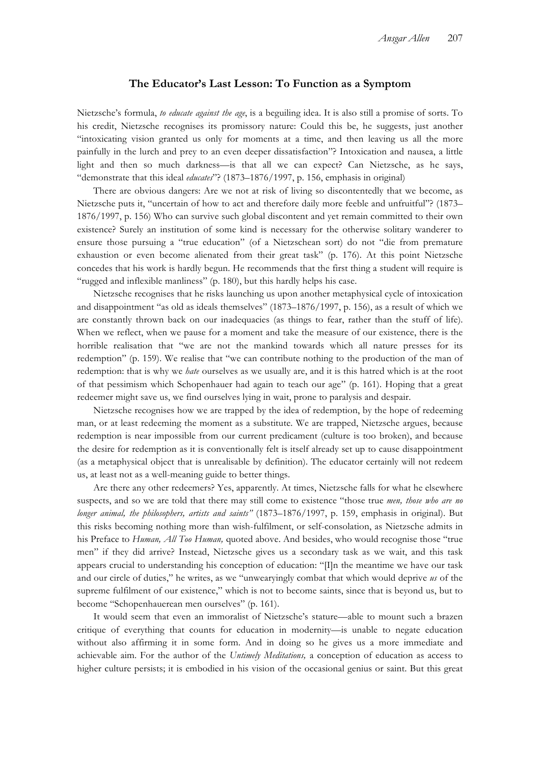## The Educator's Last Lesson: To Function as a Symptom

Nietzsche's formula, *to educate against the age*, is a beguiling idea. It is also still a promise of sorts. To his credit, Nietzsche recognises its promissory nature: Could this be, he suggests, just another "intoxicating vision granted us only for moments at a time, and then leaving us all the more painfully in the lurch and prey to an even deeper dissatisfaction"? Intoxication and nausea, a little light and then so much darkness—is that all we can expect? Can Nietzsche, as he says, "demonstrate that this ideal *educates*"? (1873–1876/1997, p. 156, emphasis in original)

There are obvious dangers: Are we not at risk of living so discontentedly that we become, as Nietzsche puts it, "uncertain of how to act and therefore daily more feeble and unfruitful"? (1873–1876/1997, p. 156) Who can survive such global discontent and yet remain committed to their own existence? Surely an institution of some kind is necessary for the otherwise solitary wanderer to ensure those pursuing a "true education" (of a Nietzschean sort) do not "die from premature exhaustion or even become alienated from their great task" (p. 176). At this point Nietzsche concedes that his work is hardly begun. He recommends that the first thing a student will require is "rugged and inflexible manliness" (p. 180), but this hardly helps his case.

Nietzsche recognises that he risks launching us upon another metaphysical cycle of intoxication and disappointment "as old as ideals themselves" (1873–1876/1997, p. 156), as a result of which we are constantly thrown back on our inadequacies (as things to fear, rather than the stuff of life). When we reflect, when we pause for a moment and take the measure of our existence, there is the horrible realisation that "we are not the mankind towards which all nature presses for its redemption" (p. 159). We realise that "we can contribute nothing to the production of the man of redemption: that is why we *hate* ourselves as we usually are, and it is this hatred which is at the root of that pessimism which Schopenhauer had again to teach our age" (p. 161). Hoping that a great redeemer might save us, we find ourselves lying in wait, prone to paralysis and despair.

Nietzsche recognises how we are trapped by the idea of redemption, by the hope of redeeming man, or at least redeeming the moment as a substitute. We are trapped, Nietzsche argues, because redemption is near impossible from our current predicament (culture is too broken), and because the desire for redemption as it is conventionally felt is itself already set up to cause disappointment (as a metaphysical object that is unrealisable by definition). The educator certainly will not redeem us, at least not as a well-meaning guide to better things.

Are there any other redeemers? Yes, apparently. At times, Nietzsche falls for what he elsewhere suspects, and so we are told that there may still come to existence "those true *men, those who are no longer animal, the philosophers, artists and saints"* (1873–1876/1997, p. 159, emphasis in original). But this risks becoming nothing more than wish-fulfilment, or self-consolation, as Nietzsche admits in his Preface to *Human, All Too Human,* quoted above. And besides, who would recognise those "true men" if they did arrive? Instead, Nietzsche gives us a secondary task as we wait, and this task appears crucial to understanding his conception of education: "[I]n the meantime we have our task and our circle of duties," he writes, as we "unwearyingly combat that which would deprive *us* of the supreme fulfilment of our existence," which is not to become saints, since that is beyond us, but to become "Schopenhauerean men ourselves" (p. 161).

It would seem that even an immoralist of Nietzsche's stature—able to mount such a brazen critique of everything that counts for education in modernity—is unable to negate education without also affirming it in some form. And in doing so he gives us a more immediate and achievable aim. For the author of the *Untimely Meditations,* a conception of education as access to higher culture persists; it is embodied in his vision of the occasional genius or saint. But this great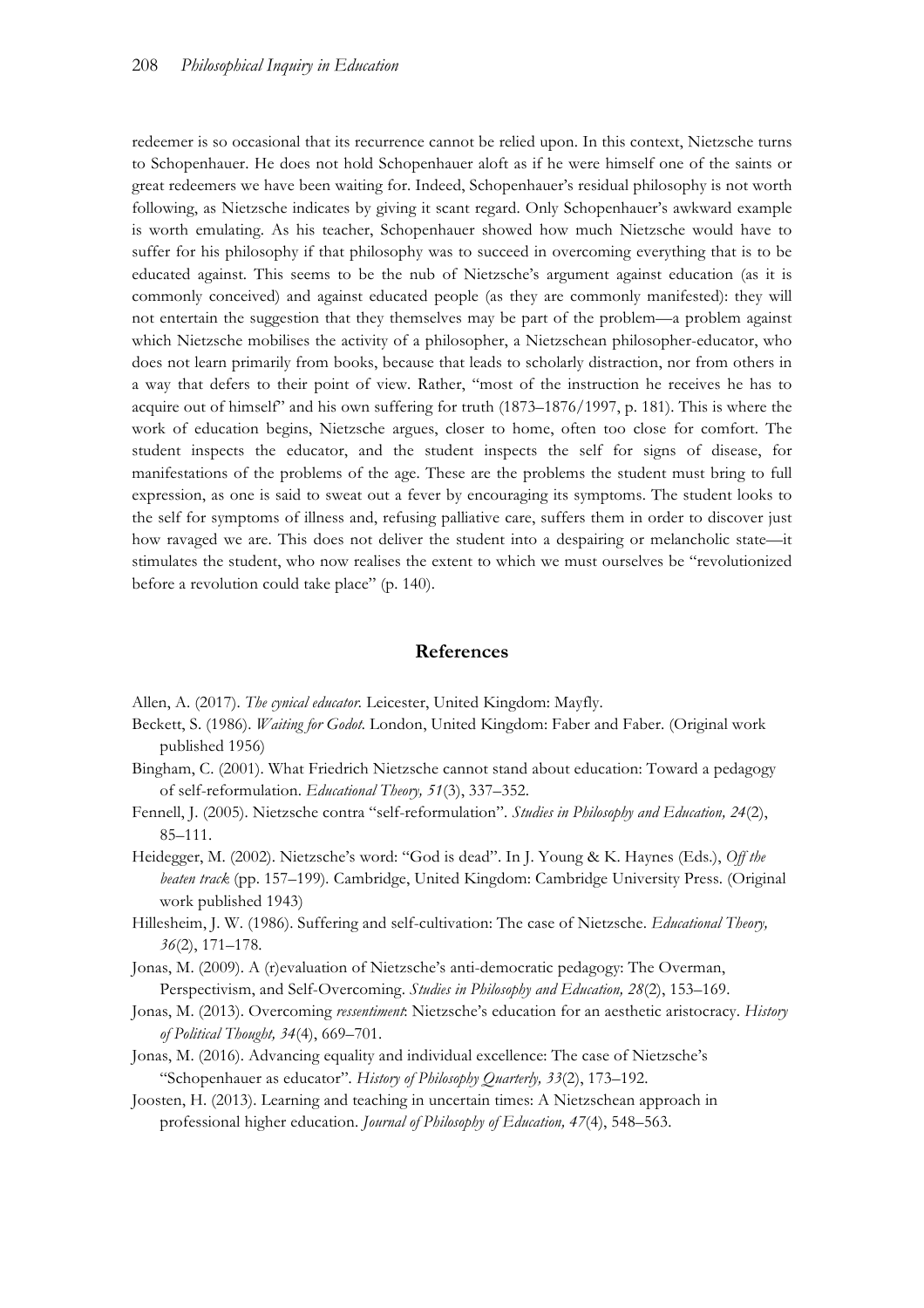redeemer is so occasional that its recurrence cannot be relied upon. In this context, Nietzsche turns to Schopenhauer. He does not hold Schopenhauer aloft as if he were himself one of the saints or great redeemers we have been waiting for. Indeed, Schopenhauer's residual philosophy is not worth following, as Nietzsche indicates by giving it scant regard. Only Schopenhauer's awkward example is worth emulating. As his teacher, Schopenhauer showed how much Nietzsche would have to suffer for his philosophy if that philosophy was to succeed in overcoming everything that is to be educated against. This seems to be the nub of Nietzsche's argument against education (as it is commonly conceived) and against educated people (as they are commonly manifested): they will not entertain the suggestion that they themselves may be part of the problem—a problem against which Nietzsche mobilises the activity of a philosopher, a Nietzschean philosopher-educator, who does not learn primarily from books, because that leads to scholarly distraction, nor from others in a way that defers to their point of view. Rather, "most of the instruction he receives he has to acquire out of himself" and his own suffering for truth (1873–1876/1997, p. 181). This is where the work of education begins, Nietzsche argues, closer to home, often too close for comfort. The student inspects the educator, and the student inspects the self for signs of disease, for manifestations of the problems of the age. These are the problems the student must bring to full expression, as one is said to sweat out a fever by encouraging its symptoms. The student looks to the self for symptoms of illness and, refusing palliative care, suffers them in order to discover just how ravaged we are. This does not deliver the student into a despairing or melancholic state—it stimulates the student, who now realises the extent to which we must ourselves be "revolutionized before a revolution could take place" (p. 140).

## References

Allen, A. (2017). *The cynical educator.* Leicester, United Kingdom: Mayfly.

Beckett, S. (1986). *Waiting for Godot.* London, United Kingdom: Faber and Faber. (Original work published 1956)

Bingham, C. (2001). What Friedrich Nietzsche cannot stand about education: Toward a pedagogy of self-reformulation. *Educational Theory, 51*(3), 337–352.

Fennell, J. (2005). Nietzsche contra "self-reformulation". *Studies in Philosophy and Education, 24*(2), 85–111.

Heidegger, M. (2002). Nietzsche's word: "God is dead". In J. Young & K. Haynes (Eds.), *Off the beaten track* (pp. 157–199). Cambridge, United Kingdom: Cambridge University Press. (Original work published 1943)

Hillesheim, J. W. (1986). Suffering and self-cultivation: The case of Nietzsche. *Educational Theory, 36*(2), 171–178.

Jonas, M. (2009). A (r)evaluation of Nietzsche's anti-democratic pedagogy: The Overman, Perspectivism, and Self-Overcoming. *Studies in Philosophy and Education, 28*(2), 153–169.

Jonas, M. (2013). Overcoming *ressentiment*: Nietzsche's education for an aesthetic aristocracy. *History of Political Thought, 34*(4), 669–701.

Jonas, M. (2016). Advancing equality and individual excellence: The case of Nietzsche's "Schopenhauer as educator". *History of Philosophy Quarterly, 33*(2), 173–192.

Joosten, H. (2013). Learning and teaching in uncertain times: A Nietzschean approach in professional higher education. *Journal of Philosophy of Education, 47*(4), 548–563.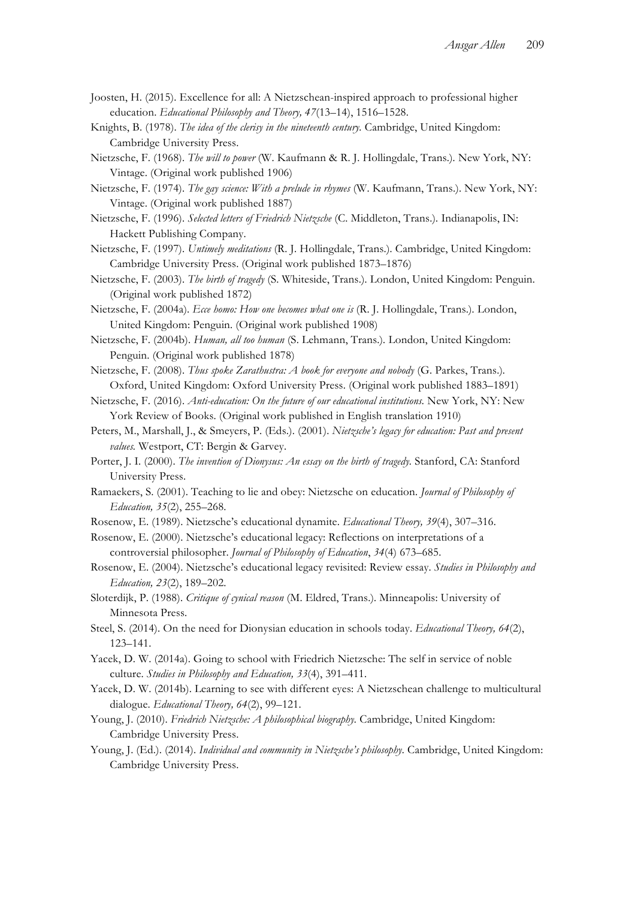Joosten, H. (2015). Excellence for all: A Nietzschean-inspired approach to professional higher education. *Educational Philosophy and Theory, 47*(13–14), 1516–1528.

Knights, B. (1978). *The idea of the clerisy in the nineteenth century.* Cambridge, United Kingdom: Cambridge University Press.

Nietzsche, F. (1968). *The will to power* (W. Kaufmann & R. J. Hollingdale, Trans.). New York, NY: Vintage. (Original work published 1906)

Nietzsche, F. (1974). *The gay science: With a prelude in rhymes* (W. Kaufmann, Trans.). New York, NY: Vintage. (Original work published 1887)

Nietzsche, F. (1996). *Selected letters of Friedrich Nietzsche* (C. Middleton, Trans.). Indianapolis, IN: Hackett Publishing Company.

Nietzsche, F. (1997). *Untimely meditations* (R. J. Hollingdale, Trans.). Cambridge, United Kingdom: Cambridge University Press. (Original work published 1873–1876)

Nietzsche, F. (2003). *The birth of tragedy* (S. Whiteside, Trans.). London, United Kingdom: Penguin. (Original work published 1872)

Nietzsche, F. (2004a). *Ecce homo: How one becomes what one is* (R. J. Hollingdale, Trans.). London, United Kingdom: Penguin. (Original work published 1908)

Nietzsche, F. (2004b). *Human, all too human* (S. Lehmann, Trans.). London, United Kingdom: Penguin. (Original work published 1878)

Nietzsche, F. (2008). *Thus spoke Zarathustra: A book for everyone and nobody* (G. Parkes, Trans.). Oxford, United Kingdom: Oxford University Press. (Original work published 1883–1891)

Nietzsche, F. (2016). *Anti-education: On the future of our educational institutions.* New York, NY: New York Review of Books. (Original work published in English translation 1910)

Peters, M., Marshall, J., & Smeyers, P. (Eds.). (2001). *Nietzsche's legacy for education: Past and present values.* Westport, CT: Bergin & Garvey.

Porter, J. I. (2000). *The invention of Dionysus: An essay on the birth of tragedy.* Stanford, CA: Stanford University Press.

Ramaekers, S. (2001). Teaching to lie and obey: Nietzsche on education. *Journal of Philosophy of Education, 35*(2), 255–268.

Rosenow, E. (1989). Nietzsche's educational dynamite. *Educational Theory, 39*(4), 307–316.

Rosenow, E. (2000). Nietzsche's educational legacy: Reflections on interpretations of a controversial philosopher. *Journal of Philosophy of Education*, *34*(4) 673–685.

Rosenow, E. (2004). Nietzsche's educational legacy revisited: Review essay. *Studies in Philosophy and Education, 23*(2), 189–202.

Sloterdijk, P. (1988). *Critique of cynical reason* (M. Eldred, Trans.). Minneapolis: University of Minnesota Press.

Steel, S. (2014). On the need for Dionysian education in schools today. *Educational Theory, 64*(2), 123–141.

Yacek, D. W. (2014a). Going to school with Friedrich Nietzsche: The self in service of noble culture. *Studies in Philosophy and Education, 33*(4), 391–411.

Yacek, D. W. (2014b). Learning to see with different eyes: A Nietzschean challenge to multicultural dialogue. *Educational Theory, 64*(2), 99–121.

Young, J. (2010). *Friedrich Nietzsche: A philosophical biography.* Cambridge, United Kingdom: Cambridge University Press.

Young, J. (Ed.). (2014). *Individual and community in Nietzsche's philosophy.* Cambridge, United Kingdom: Cambridge University Press.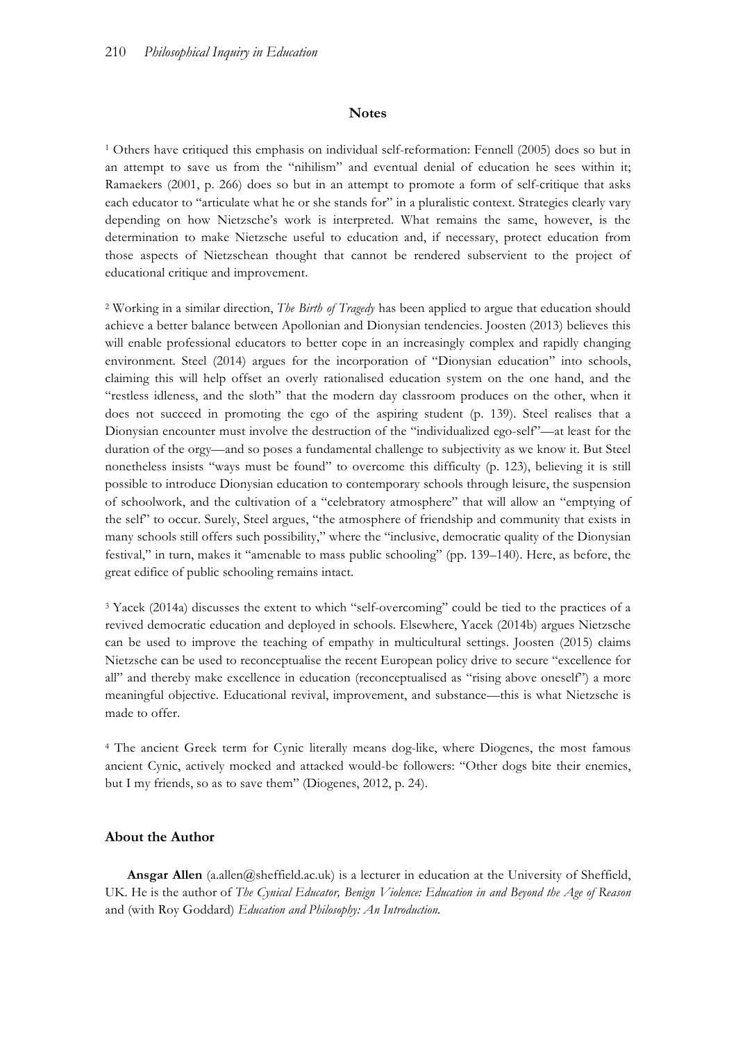## Notes

[1] Others have critiqued this emphasis on individual self-reformation: Fennell (2005) does so but in an attempt to save us from the "nihilism" and eventual denial of education he sees within it; Ramaekers (2001, p. 266) does so but in an attempt to promote a form of self-critique that asks each educator to "articulate what he or she stands for" in a pluralistic context. Strategies clearly vary depending on how Nietzsche's work is interpreted. What remains the same, however, is the determination to make Nietzsche useful to education and, if necessary, protect education from those aspects of Nietzschean thought that cannot be rendered subservient to the project of educational critique and improvement.

[2] Working in a similar direction, *The Birth of Tragedy* has been applied to argue that education should achieve a better balance between Apollonian and Dionysian tendencies. Joosten (2013) believes this will enable professional educators to better cope in an increasingly complex and rapidly changing environment. Steel (2014) argues for the incorporation of "Dionysian education" into schools, claiming this will help offset an overly rationalised education system on the one hand, and the "restless idleness, and the sloth" that the modern day classroom produces on the other, when it does not succeed in promoting the ego of the aspiring student (p. 139). Steel realises that a Dionysian encounter must involve the destruction of the "individualized ego-self"—at least for the duration of the orgy—and so poses a fundamental challenge to subjectivity as we know it. But Steel nonetheless insists "ways must be found" to overcome this difficulty (p. 123), believing it is still possible to introduce Dionysian education to contemporary schools through leisure, the suspension of schoolwork, and the cultivation of a "celebratory atmosphere" that will allow an "emptying of the self" to occur. Surely, Steel argues, "the atmosphere of friendship and community that exists in many schools still offers such possibility," where the "inclusive, democratic quality of the Dionysian festival," in turn, makes it "amenable to mass public schooling" (pp. 139–140). Here, as before, the great edifice of public schooling remains intact.

[3] Yacek (2014a) discusses the extent to which "self-overcoming" could be tied to the practices of a revived democratic education and deployed in schools. Elsewhere, Yacek (2014b) argues Nietzsche can be used to improve the teaching of empathy in multicultural settings. Joosten (2015) claims Nietzsche can be used to reconceptualise the recent European policy drive to secure "excellence for all" and thereby make excellence in education (reconceptualised as "rising above oneself") a more meaningful objective. Educational revival, improvement, and substance—this is what Nietzsche is made to offer.

[4] The ancient Greek term for Cynic literally means dog-like, where Diogenes, the most famous ancient Cynic, actively mocked and attacked would-be followers: "Other dogs bite their enemies, but I my friends, so as to save them" (Diogenes, 2012, p. 24).

## About the Author

**Ansgar Allen** (a.allen@sheffield.ac.uk) is a lecturer in education at the University of Sheffield, UK. He is the author of *The Cynical Educator, Benign Violence: Education in and Beyond the Age of Reason* and (with Roy Goddard) *Education and Philosophy: An Introduction.*